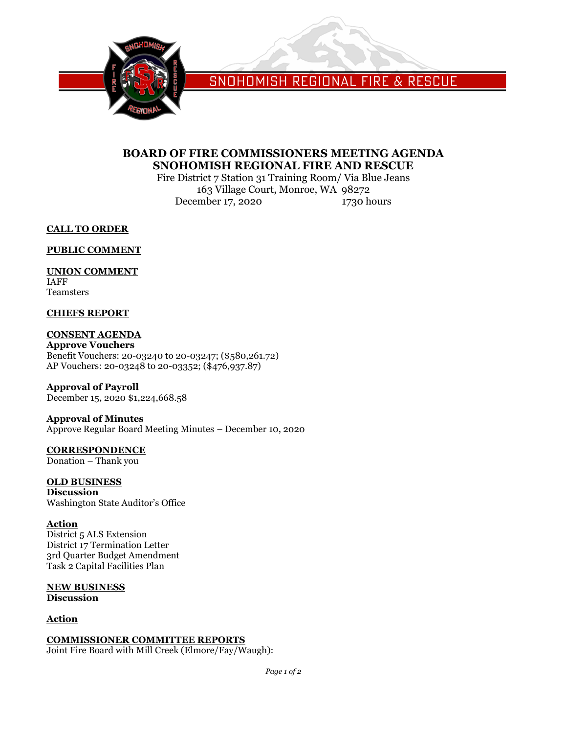SNOHOMISH REGIONAL FIRE & RESCUE

# BOARD OF FIRE COMMISSIONERS MEETING AGENDA
# SNOHOMISH REGIONAL FIRE AND RESCUE

Fire District 7 Station 31 Training Room/ Via Blue Jeans
163 Village Court, Monroe, WA 98272
December 17, 2020 1730 hours

## CALL TO ORDER

## PUBLIC COMMENT

## UNION COMMENT

IAFF
Teamsters

## CHIEFS REPORT

## CONSENT AGENDA

**Approve Vouchers**
Benefit Vouchers: 20-03240 to 20-03247; ($580,261.72)
AP Vouchers: 20-03248 to 20-03352; ($476,937.87)

**Approval of Payroll**
December 15, 2020 $1,224,668.58

**Approval of Minutes**
Approve Regular Board Meeting Minutes – December 10, 2020

## CORRESPONDENCE

Donation – Thank you

## OLD BUSINESS

**Discussion**
Washington State Auditor's Office

### Action

District 5 ALS Extension
District 17 Termination Letter
3rd Quarter Budget Amendment
Task 2 Capital Facilities Plan

## NEW BUSINESS

**Discussion**

### Action

## COMMISSIONER COMMITTEE REPORTS

Joint Fire Board with Mill Creek (Elmore/Fay/Waugh):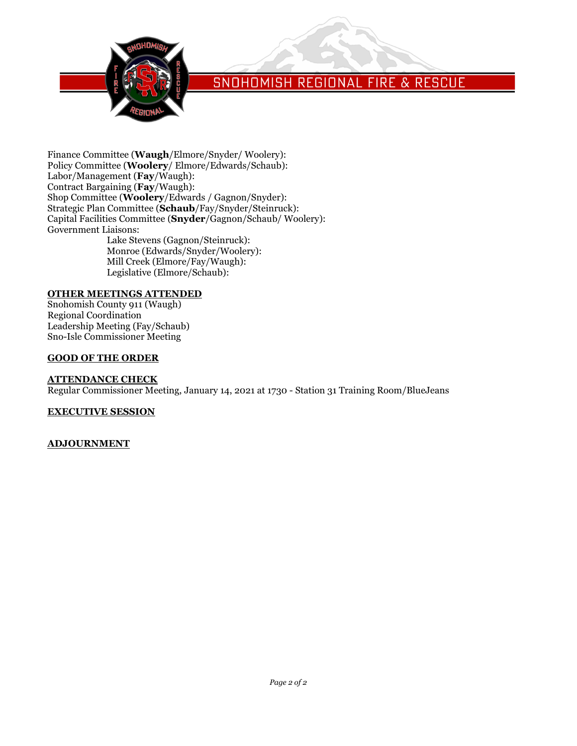Finance Committee (**Waugh**/Elmore/Snyder/ Woolery):
Policy Committee (**Woolery**/ Elmore/Edwards/Schaub):
Labor/Management (**Fay**/Waugh):
Contract Bargaining (**Fay**/Waugh):
Shop Committee (**Woolery**/Edwards / Gagnon/Snyder):
Strategic Plan Committee (**Schaub**/Fay/Snyder/Steinruck):
Capital Facilities Committee (**Snyder**/Gagnon/Schaub/ Woolery):
Government Liaisons:

Lake Stevens (Gagnon/Steinruck):
Monroe (Edwards/Snyder/Woolery):
Mill Creek (Elmore/Fay/Waugh):
Legislative (Elmore/Schaub):

**OTHER MEETINGS ATTENDED**

Snohomish County 911 (Waugh)
Regional Coordination
Leadership Meeting (Fay/Schaub)
Sno-Isle Commissioner Meeting

**GOOD OF THE ORDER**

**ATTENDANCE CHECK**

Regular Commissioner Meeting, January 14, 2021 at 1730 - Station 31 Training Room/BlueJeans

**EXECUTIVE SESSION**

**ADJOURNMENT**